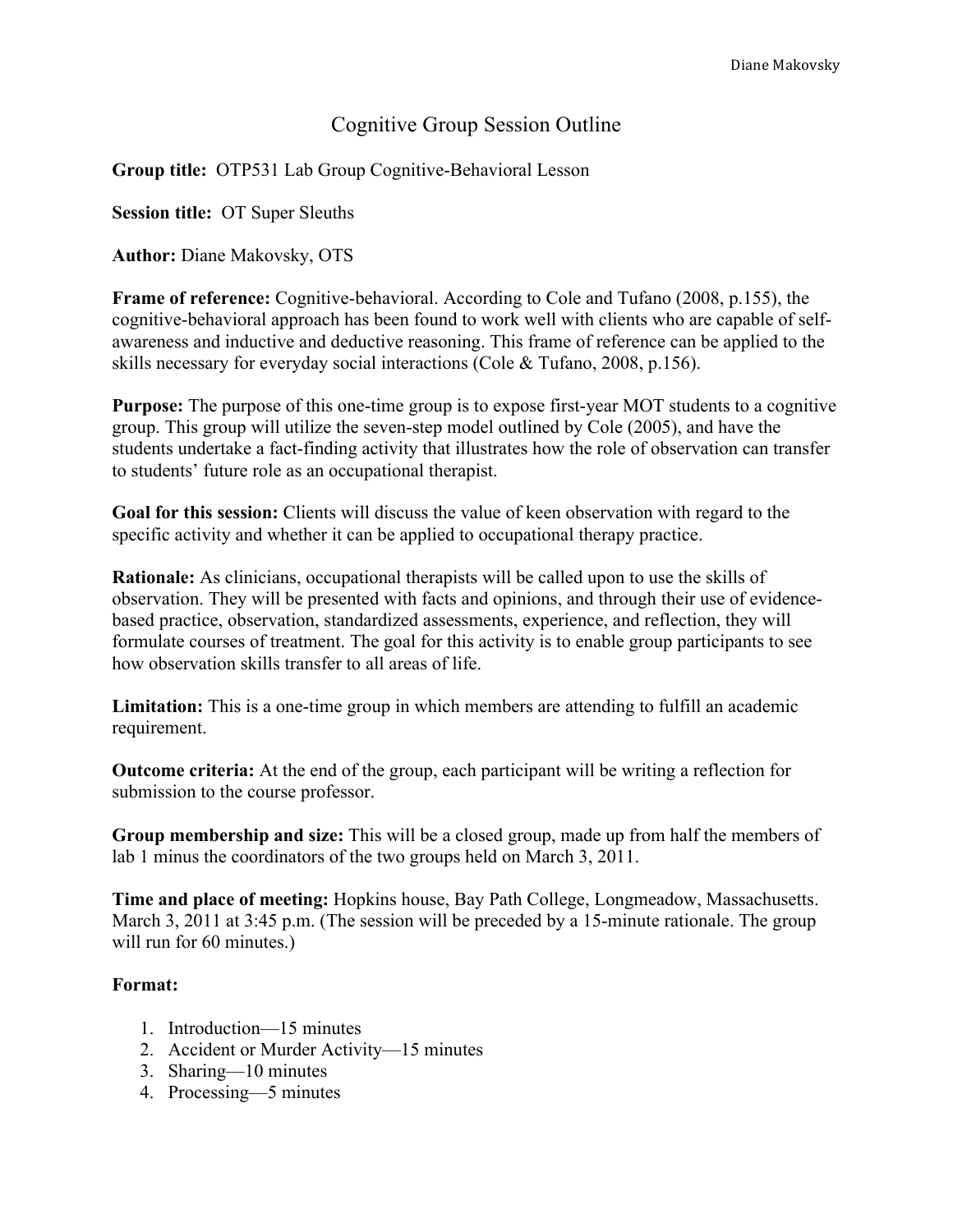# Cognitive Group Session Outline

**Group title:** OTP531 Lab Group Cognitive-Behavioral Lesson

**Session title:** OT Super Sleuths

**Author:** Diane Makovsky, OTS

**Frame of reference:** Cognitive-behavioral. According to Cole and Tufano (2008, p.155), the cognitive-behavioral approach has been found to work well with clients who are capable of self-awareness and inductive and deductive reasoning. This frame of reference can be applied to the skills necessary for everyday social interactions (Cole & Tufano, 2008, p.156).

**Purpose:** The purpose of this one-time group is to expose first-year MOT students to a cognitive group. This group will utilize the seven-step model outlined by Cole (2005), and have the students undertake a fact-finding activity that illustrates how the role of observation can transfer to students' future role as an occupational therapist.

**Goal for this session:** Clients will discuss the value of keen observation with regard to the specific activity and whether it can be applied to occupational therapy practice.

**Rationale:** As clinicians, occupational therapists will be called upon to use the skills of observation. They will be presented with facts and opinions, and through their use of evidence-based practice, observation, standardized assessments, experience, and reflection, they will formulate courses of treatment. The goal for this activity is to enable group participants to see how observation skills transfer to all areas of life.

**Limitation:** This is a one-time group in which members are attending to fulfill an academic requirement.

**Outcome criteria:** At the end of the group, each participant will be writing a reflection for submission to the course professor.

**Group membership and size:** This will be a closed group, made up from half the members of lab 1 minus the coordinators of the two groups held on March 3, 2011.

**Time and place of meeting:** Hopkins house, Bay Path College, Longmeadow, Massachusetts. March 3, 2011 at 3:45 p.m. (The session will be preceded by a 15-minute rationale. The group will run for 60 minutes.)

**Format:**

1. Introduction—15 minutes
2. Accident or Murder Activity—15 minutes
3. Sharing—10 minutes
4. Processing—5 minutes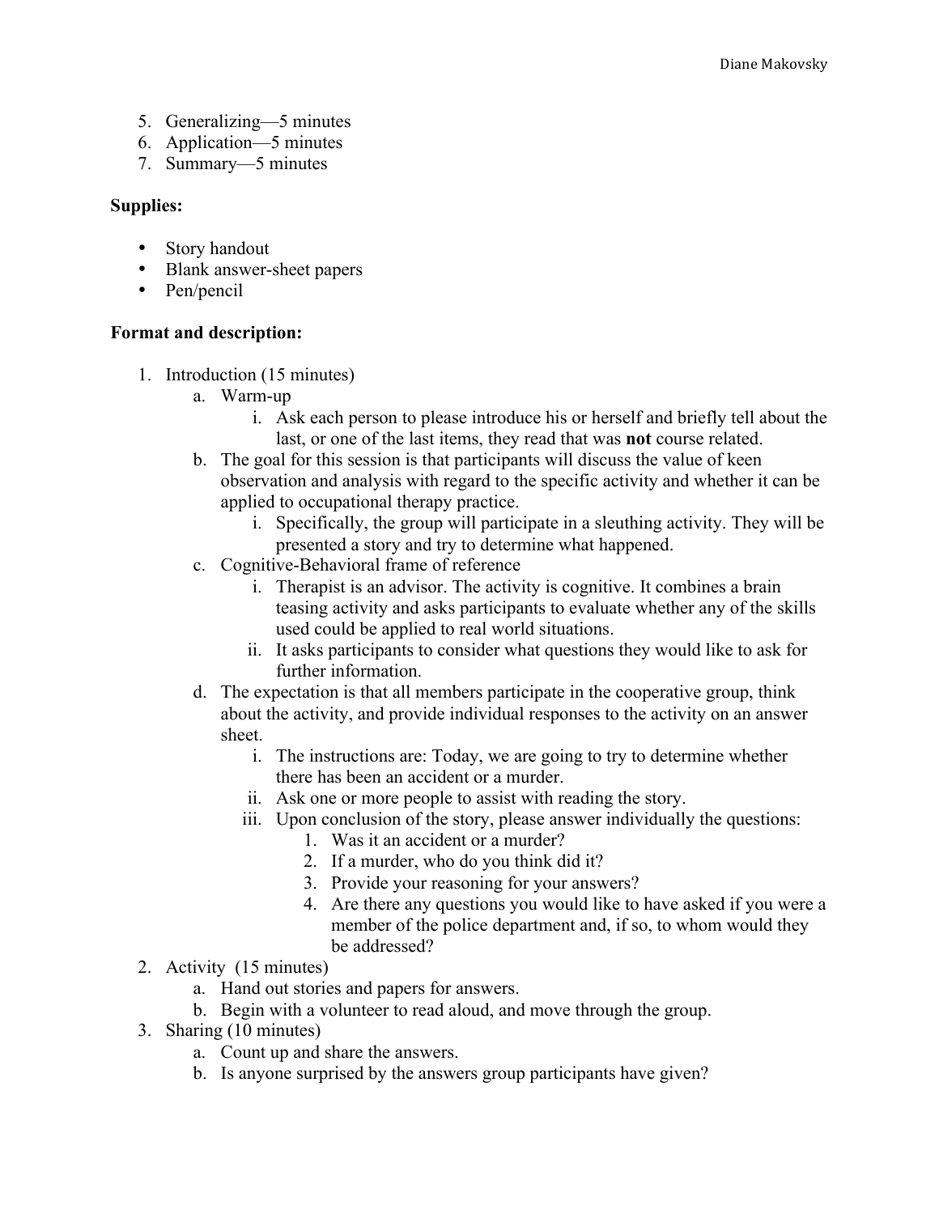5. Generalizing—5 minutes
6. Application—5 minutes
7. Summary—5 minutes

**Supplies:**

- Story handout
- Blank answer-sheet papers
- Pen/pencil

**Format and description:**

1. Introduction (15 minutes)
    a. Warm-up
        i. Ask each person to please introduce his or herself and briefly tell about the last, or one of the last items, they read that was **not** course related.
    b. The goal for this session is that participants will discuss the value of keen observation and analysis with regard to the specific activity and whether it can be applied to occupational therapy practice.
        i. Specifically, the group will participate in a sleuthing activity. They will be presented a story and try to determine what happened.
    c. Cognitive-Behavioral frame of reference
        i. Therapist is an advisor. The activity is cognitive. It combines a brain teasing activity and asks participants to evaluate whether any of the skills used could be applied to real world situations.
        ii. It asks participants to consider what questions they would like to ask for further information.
    d. The expectation is that all members participate in the cooperative group, think about the activity, and provide individual responses to the activity on an answer sheet.
        i. The instructions are: Today, we are going to try to determine whether there has been an accident or a murder.
        ii. Ask one or more people to assist with reading the story.
        iii. Upon conclusion of the story, please answer individually the questions:
            1. Was it an accident or a murder?
            2. If a murder, who do you think did it?
            3. Provide your reasoning for your answers?
            4. Are there any questions you would like to have asked if you were a member of the police department and, if so, to whom would they be addressed?
2. Activity (15 minutes)
    a. Hand out stories and papers for answers.
    b. Begin with a volunteer to read aloud, and move through the group.
3. Sharing (10 minutes)
    a. Count up and share the answers.
    b. Is anyone surprised by the answers group participants have given?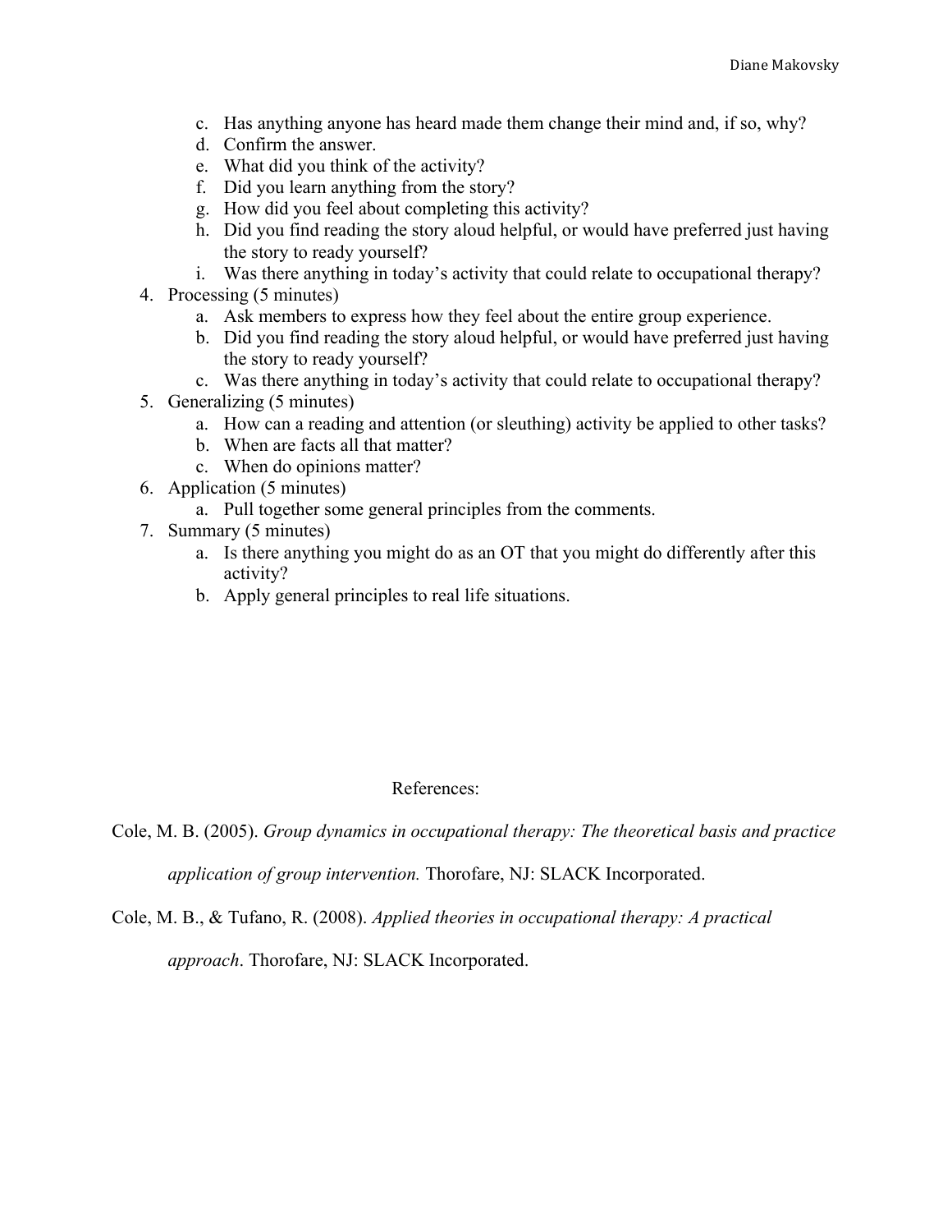c. Has anything anyone has heard made them change their mind and, if so, why?
   d. Confirm the answer.
   e. What did you think of the activity?
   f. Did you learn anything from the story?
   g. How did you feel about completing this activity?
   h. Did you find reading the story aloud helpful, or would have preferred just having the story to ready yourself?
   i. Was there anything in today's activity that could relate to occupational therapy?

4. Processing (5 minutes)
   a. Ask members to express how they feel about the entire group experience.
   b. Did you find reading the story aloud helpful, or would have preferred just having the story to ready yourself?
   c. Was there anything in today's activity that could relate to occupational therapy?
5. Generalizing (5 minutes)
   a. How can a reading and attention (or sleuthing) activity be applied to other tasks?
   b. When are facts all that matter?
   c. When do opinions matter?
6. Application (5 minutes)
   a. Pull together some general principles from the comments.
7. Summary (5 minutes)
   a. Is there anything you might do as an OT that you might do differently after this activity?
   b. Apply general principles to real life situations.

References:

Cole, M. B. (2005). *Group dynamics in occupational therapy: The theoretical basis and practice application of group intervention.* Thorofare, NJ: SLACK Incorporated.

Cole, M. B., & Tufano, R. (2008). *Applied theories in occupational therapy: A practical approach*. Thorofare, NJ: SLACK Incorporated.